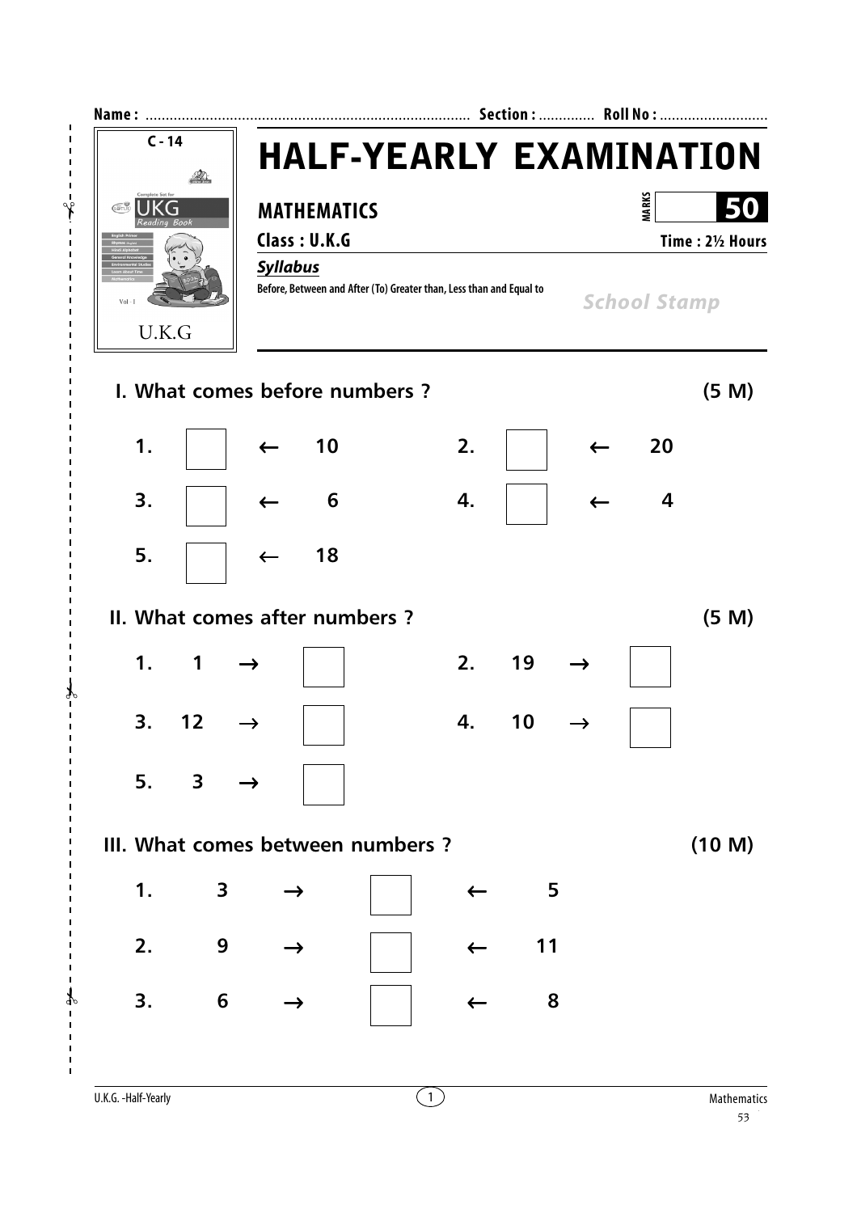Name : ................................................................................ Section : ............. Roll No : ..........................

C - 14

# HALF-YEARLY EXAMINATION

## MATHEMATICS

MARKS **50**

**Class : U.K.G** **Time : 2½ Hours**

***Syllabus***

**Before, Between and After (To) Greater than, Less than and Equal to**

*School Stamp*

### I. What comes before numbers ? (5 M)

1. ☐ ← 10
2. ☐ ← 20
3. ☐ ← 6
4. ☐ ← 4
5. ☐ ← 18

### II. What comes after numbers ? (5 M)

1. 1 → ☐
2. 19 → ☐
3. 12 → ☐
4. 10 → ☐
5. 3 → ☐

### III. What comes between numbers ? (10 M)

1. 3 → ☐ ← 5
2. 9 → ☐ ← 11
3. 6 → ☐ ← 8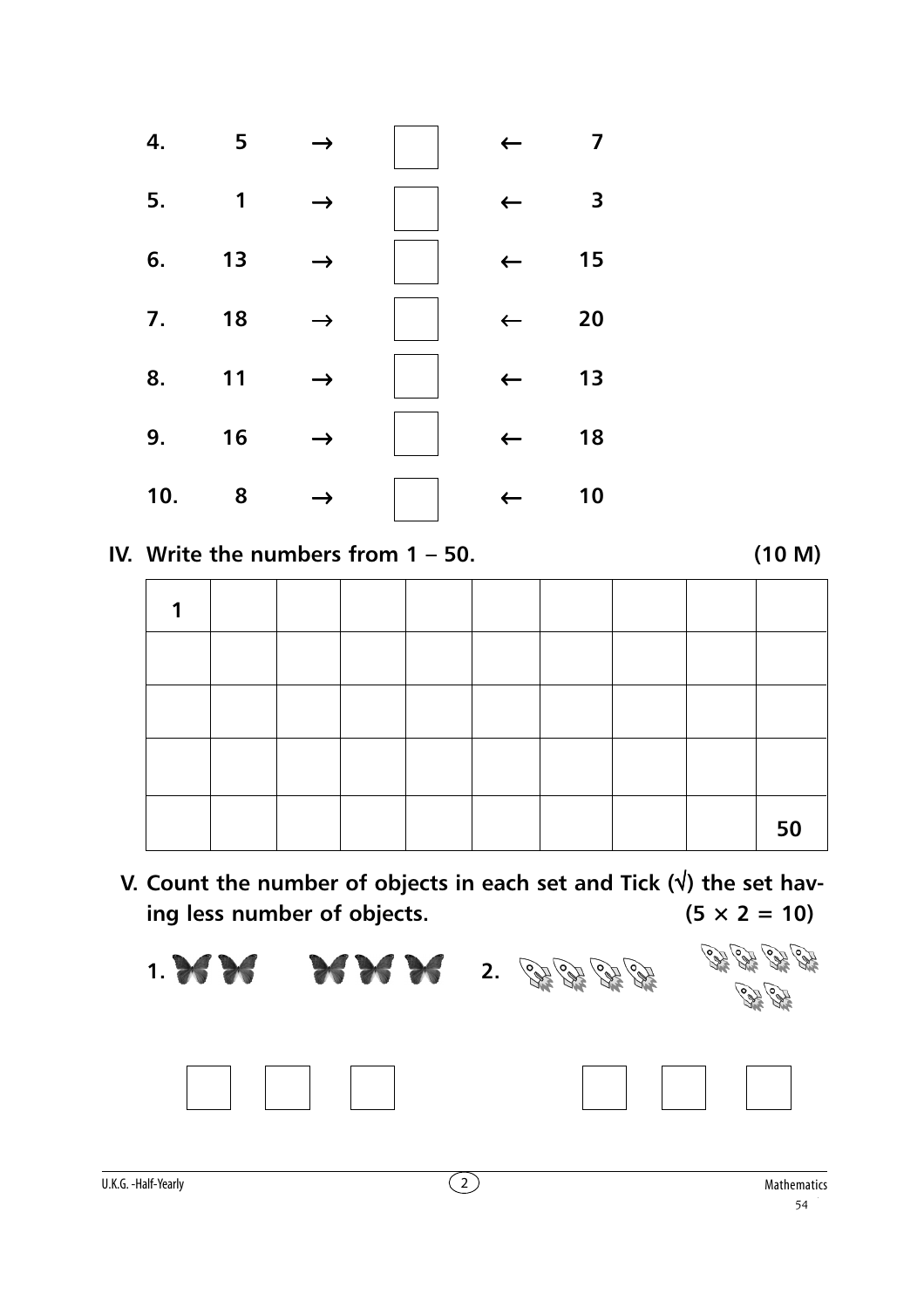4. 5 → ☐ ← 7

5. 1 → ☐ ← 3

6. 13 → ☐ ← 15

7. 18 → ☐ ← 20

8. 11 → ☐ ← 13

9. 16 → ☐ ← 18

10. 8 → ☐ ← 10

**IV. Write the numbers from 1 – 50.** **(10 M)**

| 1 | | | | | | | | | |
|---|---|---|---|---|---|---|---|---|---|
| | | | | | | | | | |
| | | | | | | | | | |
| | | | | | | | | | |
| | | | | | | | | | 50 |

**V. Count the number of objects in each set and Tick (√) the set having less number of objects.** **(5 × 2 = 10)**

1. ☐ ☐ ☐

2. ☐ ☐ ☐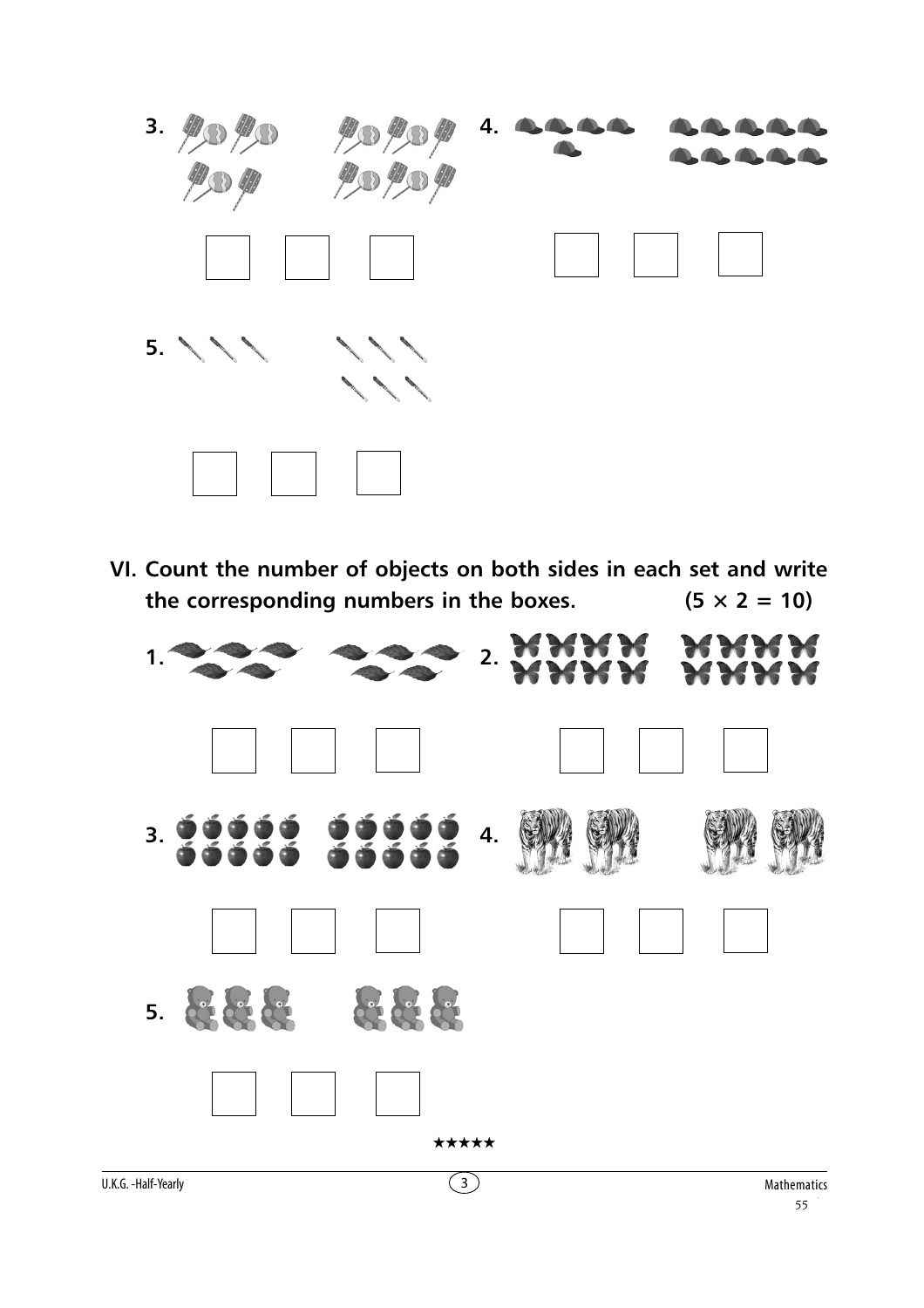3.

4.

5.

**VI. Count the number of objects on both sides in each set and write the corresponding numbers in the boxes.** **(5 × 2 = 10)**

1.

2.

3.

4.

5.

★★★★★